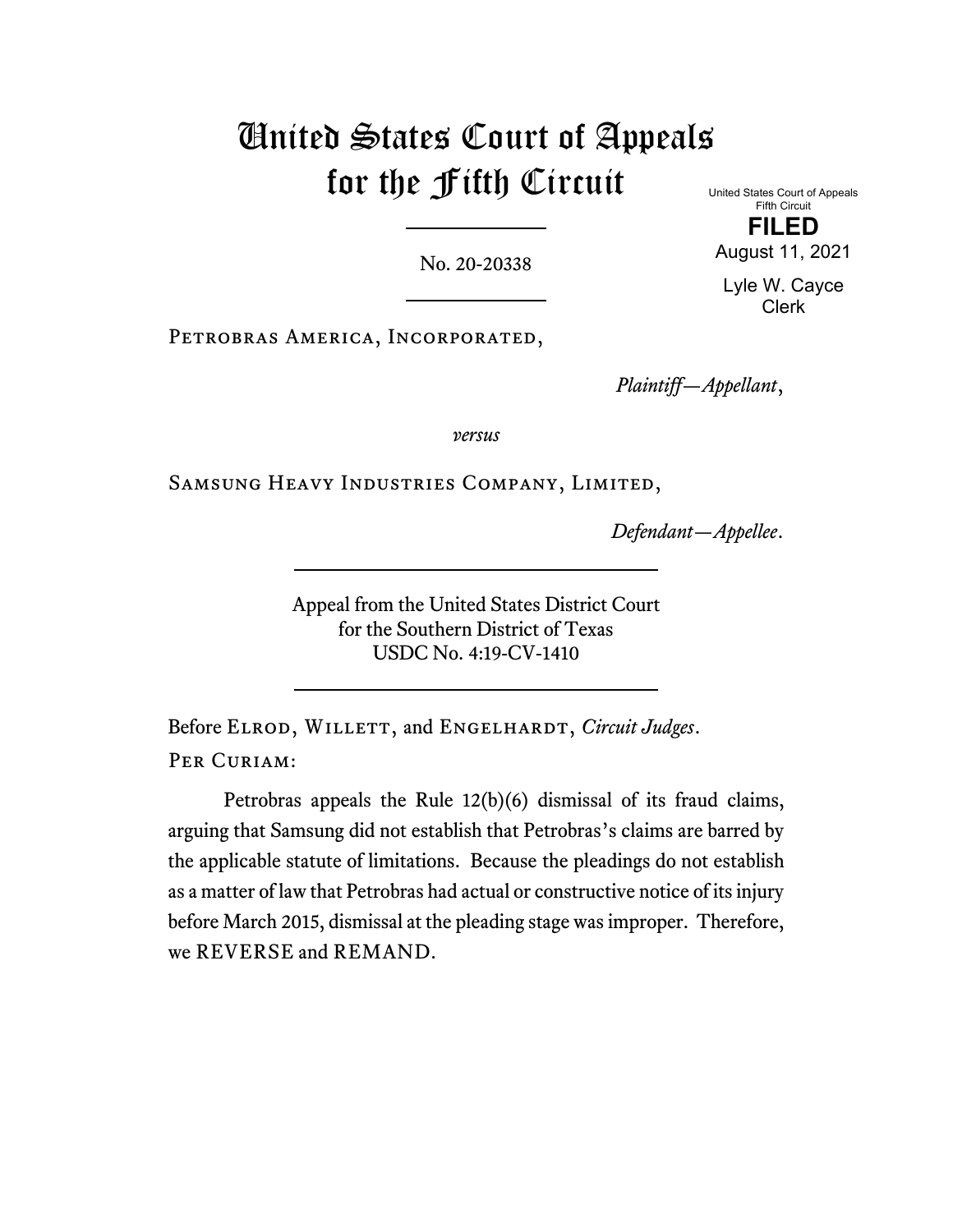# United States Court of Appeals for the Fifth Circuit

United States Court of Appeals
Fifth Circuit

**FILED**

August 11, 2021

Lyle W. Cayce
Clerk

No. 20-20338

Petrobras America, Incorporated,

*Plaintiff—Appellant*,

*versus*

Samsung Heavy Industries Company, Limited,

*Defendant—Appellee*.

Appeal from the United States District Court
for the Southern District of Texas
USDC No. 4:19-CV-1410

Before Elrod, Willett, and Engelhardt, *Circuit Judges*.

Per Curiam:

Petrobras appeals the Rule 12(b)(6) dismissal of its fraud claims, arguing that Samsung did not establish that Petrobras's claims are barred by the applicable statute of limitations. Because the pleadings do not establish as a matter of law that Petrobras had actual or constructive notice of its injury before March 2015, dismissal at the pleading stage was improper. Therefore, we REVERSE and REMAND.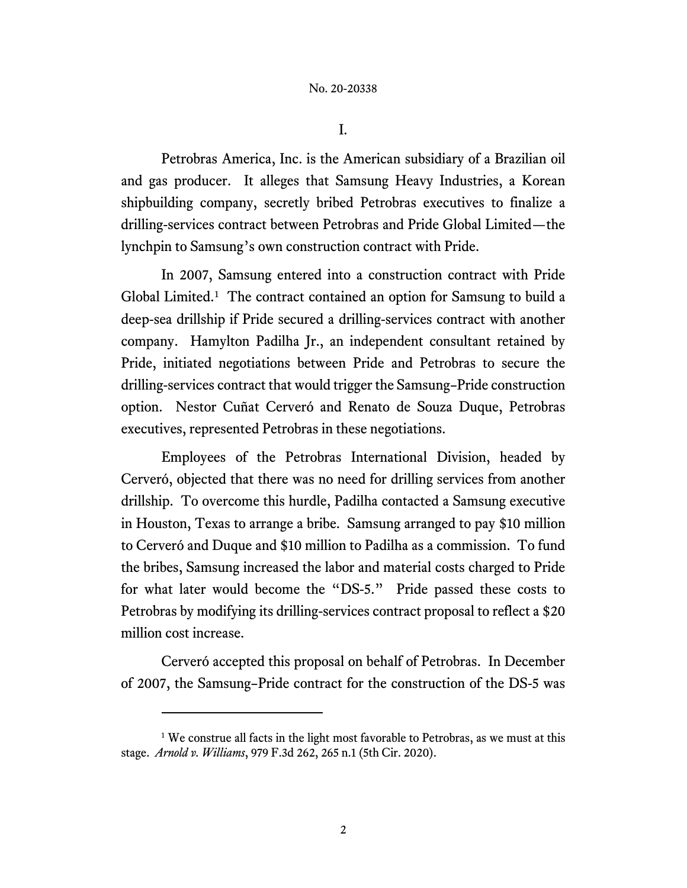# I.

Petrobras America, Inc. is the American subsidiary of a Brazilian oil and gas producer. It alleges that Samsung Heavy Industries, a Korean shipbuilding company, secretly bribed Petrobras executives to finalize a drilling-services contract between Petrobras and Pride Global Limited—the lynchpin to Samsung's own construction contract with Pride.

In 2007, Samsung entered into a construction contract with Pride Global Limited.[1] The contract contained an option for Samsung to build a deep-sea drillship if Pride secured a drilling-services contract with another company. Hamylton Padilha Jr., an independent consultant retained by Pride, initiated negotiations between Pride and Petrobras to secure the drilling-services contract that would trigger the Samsung–Pride construction option. Nestor Cuñat Cerveró and Renato de Souza Duque, Petrobras executives, represented Petrobras in these negotiations.

Employees of the Petrobras International Division, headed by Cerveró, objected that there was no need for drilling services from another drillship. To overcome this hurdle, Padilha contacted a Samsung executive in Houston, Texas to arrange a bribe. Samsung arranged to pay $10 million to Cerveró and Duque and $10 million to Padilha as a commission. To fund the bribes, Samsung increased the labor and material costs charged to Pride for what later would become the "DS-5." Pride passed these costs to Petrobras by modifying its drilling-services contract proposal to reflect a $20 million cost increase.

Cerveró accepted this proposal on behalf of Petrobras. In December of 2007, the Samsung–Pride contract for the construction of the DS-5 was

---

[1] We construe all facts in the light most favorable to Petrobras, as we must at this stage. *Arnold v. Williams*, 979 F.3d 262, 265 n.1 (5th Cir. 2020).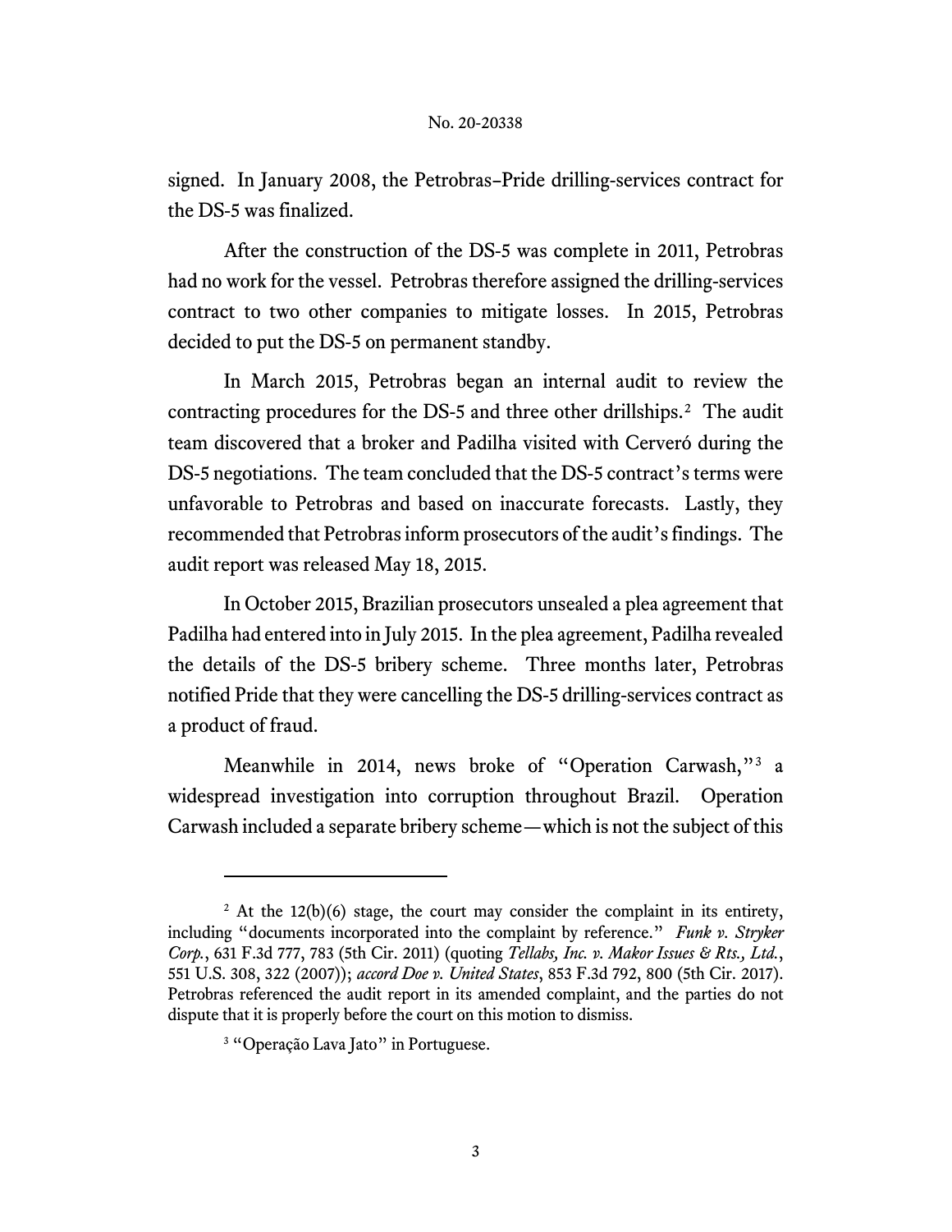signed. In January 2008, the Petrobras–Pride drilling-services contract for the DS-5 was finalized.

After the construction of the DS-5 was complete in 2011, Petrobras had no work for the vessel. Petrobras therefore assigned the drilling-services contract to two other companies to mitigate losses. In 2015, Petrobras decided to put the DS-5 on permanent standby.

In March 2015, Petrobras began an internal audit to review the contracting procedures for the DS-5 and three other drillships.[2] The audit team discovered that a broker and Padilha visited with Cerveró during the DS-5 negotiations. The team concluded that the DS-5 contract's terms were unfavorable to Petrobras and based on inaccurate forecasts. Lastly, they recommended that Petrobras inform prosecutors of the audit's findings. The audit report was released May 18, 2015.

In October 2015, Brazilian prosecutors unsealed a plea agreement that Padilha had entered into in July 2015. In the plea agreement, Padilha revealed the details of the DS-5 bribery scheme. Three months later, Petrobras notified Pride that they were cancelling the DS-5 drilling-services contract as a product of fraud.

Meanwhile in 2014, news broke of "Operation Carwash,"[3] a widespread investigation into corruption throughout Brazil. Operation Carwash included a separate bribery scheme—which is not the subject of this

---

[2] At the 12(b)(6) stage, the court may consider the complaint in its entirety, including "documents incorporated into the complaint by reference." *Funk v. Stryker Corp.*, 631 F.3d 777, 783 (5th Cir. 2011) (quoting *Tellabs, Inc. v. Makor Issues & Rts., Ltd.*, 551 U.S. 308, 322 (2007)); *accord Doe v. United States*, 853 F.3d 792, 800 (5th Cir. 2017). Petrobras referenced the audit report in its amended complaint, and the parties do not dispute that it is properly before the court on this motion to dismiss.

[3] "Operação Lava Jato" in Portuguese.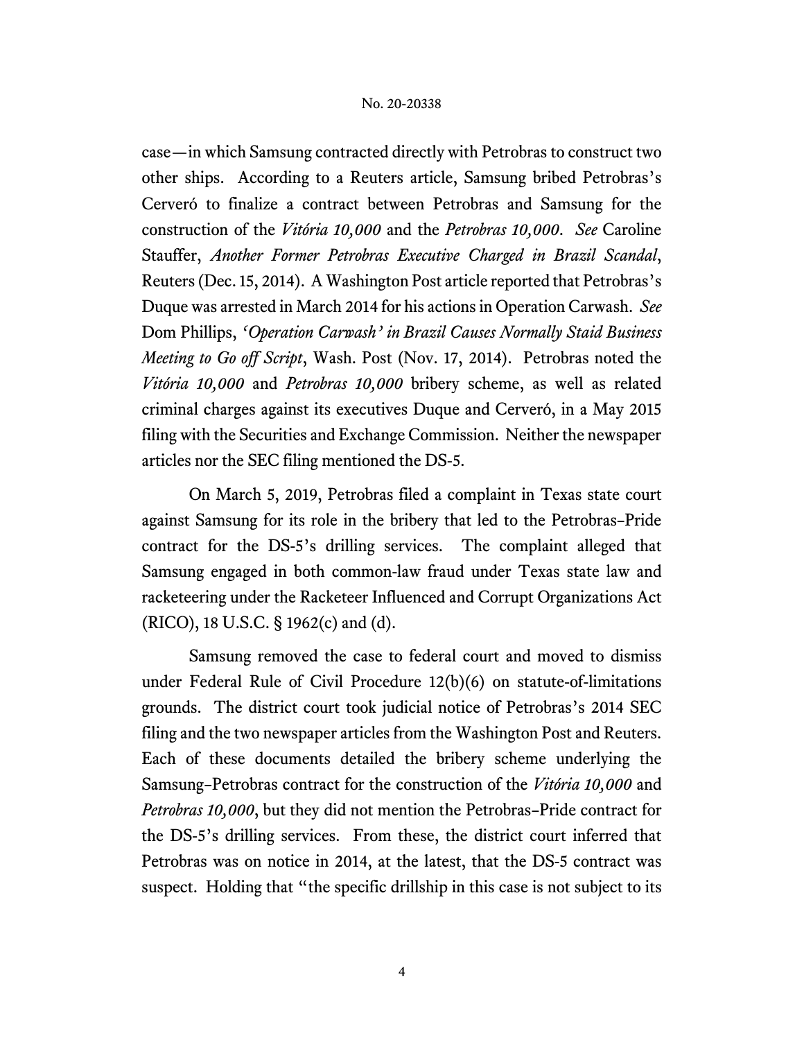case—in which Samsung contracted directly with Petrobras to construct two other ships. According to a Reuters article, Samsung bribed Petrobras's Cerveró to finalize a contract between Petrobras and Samsung for the construction of the *Vitória 10,000* and the *Petrobras 10,000*. *See* Caroline Stauffer, *Another Former Petrobras Executive Charged in Brazil Scandal*, Reuters (Dec. 15, 2014). A Washington Post article reported that Petrobras's Duque was arrested in March 2014 for his actions in Operation Carwash. *See* Dom Phillips, *'Operation Carwash' in Brazil Causes Normally Staid Business Meeting to Go off Script*, Wash. Post (Nov. 17, 2014). Petrobras noted the *Vitória 10,000* and *Petrobras 10,000* bribery scheme, as well as related criminal charges against its executives Duque and Cerveró, in a May 2015 filing with the Securities and Exchange Commission. Neither the newspaper articles nor the SEC filing mentioned the DS-5.

On March 5, 2019, Petrobras filed a complaint in Texas state court against Samsung for its role in the bribery that led to the Petrobras–Pride contract for the DS-5's drilling services. The complaint alleged that Samsung engaged in both common-law fraud under Texas state law and racketeering under the Racketeer Influenced and Corrupt Organizations Act (RICO), 18 U.S.C. § 1962(c) and (d).

Samsung removed the case to federal court and moved to dismiss under Federal Rule of Civil Procedure 12(b)(6) on statute-of-limitations grounds. The district court took judicial notice of Petrobras's 2014 SEC filing and the two newspaper articles from the Washington Post and Reuters. Each of these documents detailed the bribery scheme underlying the Samsung–Petrobras contract for the construction of the *Vitória 10,000* and *Petrobras 10,000*, but they did not mention the Petrobras–Pride contract for the DS-5's drilling services. From these, the district court inferred that Petrobras was on notice in 2014, at the latest, that the DS-5 contract was suspect. Holding that "the specific drillship in this case is not subject to its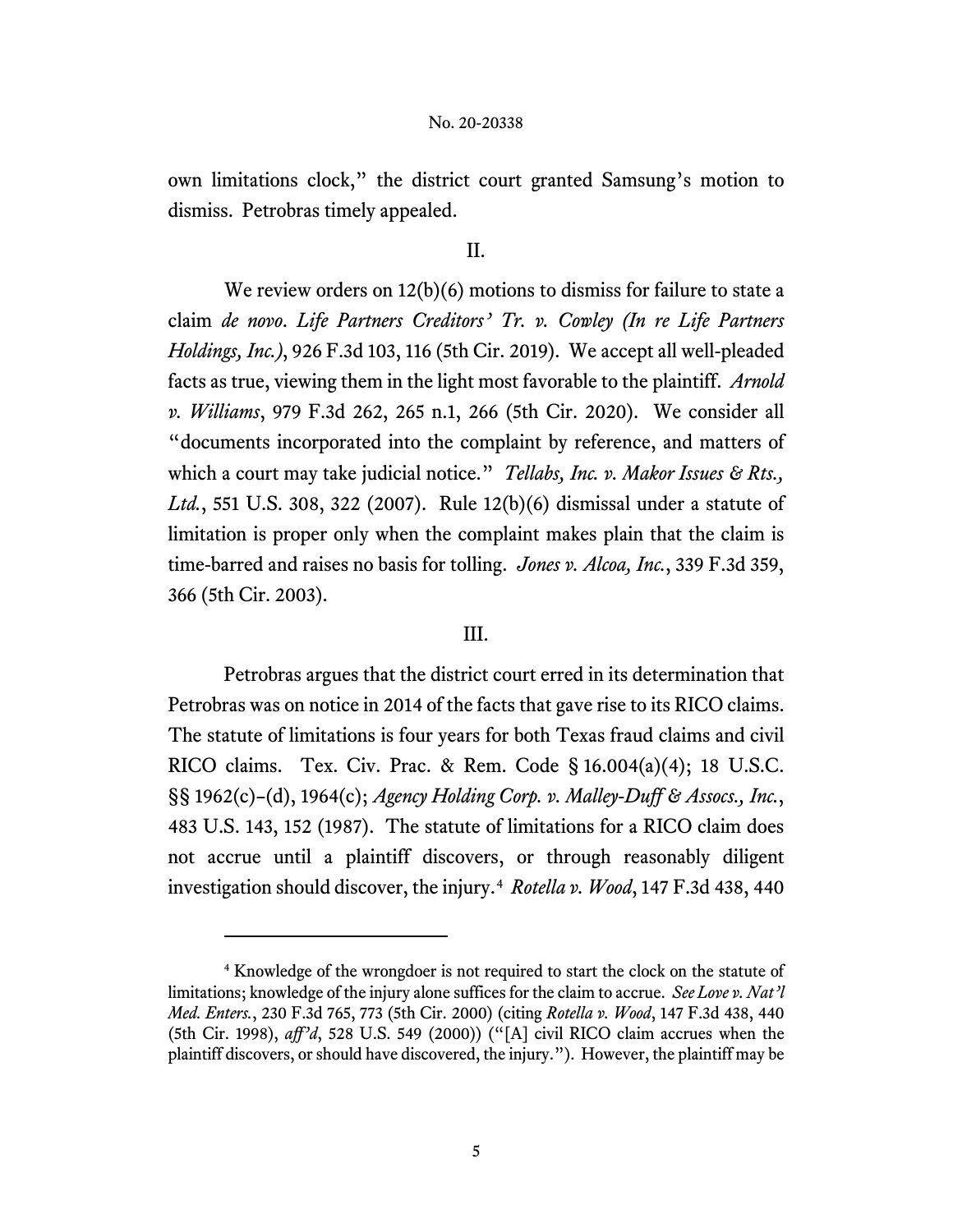own limitations clock," the district court granted Samsung's motion to dismiss. Petrobras timely appealed.

## II.

We review orders on 12(b)(6) motions to dismiss for failure to state a claim *de novo*. *Life Partners Creditors' Tr. v. Cowley (In re Life Partners Holdings, Inc.)*, 926 F.3d 103, 116 (5th Cir. 2019). We accept all well-pleaded facts as true, viewing them in the light most favorable to the plaintiff. *Arnold v. Williams*, 979 F.3d 262, 265 n.1, 266 (5th Cir. 2020). We consider all "documents incorporated into the complaint by reference, and matters of which a court may take judicial notice." *Tellabs, Inc. v. Makor Issues & Rts., Ltd.*, 551 U.S. 308, 322 (2007). Rule 12(b)(6) dismissal under a statute of limitation is proper only when the complaint makes plain that the claim is time-barred and raises no basis for tolling. *Jones v. Alcoa, Inc.*, 339 F.3d 359, 366 (5th Cir. 2003).

## III.

Petrobras argues that the district court erred in its determination that Petrobras was on notice in 2014 of the facts that gave rise to its RICO claims. The statute of limitations is four years for both Texas fraud claims and civil RICO claims. Tex. Civ. Prac. & Rem. Code § 16.004(a)(4); 18 U.S.C. §§ 1962(c)–(d), 1964(c); *Agency Holding Corp. v. Malley-Duff & Assocs., Inc.*, 483 U.S. 143, 152 (1987). The statute of limitations for a RICO claim does not accrue until a plaintiff discovers, or through reasonably diligent investigation should discover, the injury.[4] *Rotella v. Wood*, 147 F.3d 438, 440

---

[4] Knowledge of the wrongdoer is not required to start the clock on the statute of limitations; knowledge of the injury alone suffices for the claim to accrue. *See Love v. Nat'l Med. Enters.*, 230 F.3d 765, 773 (5th Cir. 2000) (citing *Rotella v. Wood*, 147 F.3d 438, 440 (5th Cir. 1998), *aff'd*, 528 U.S. 549 (2000)) ("[A] civil RICO claim accrues when the plaintiff discovers, or should have discovered, the injury."). However, the plaintiff may be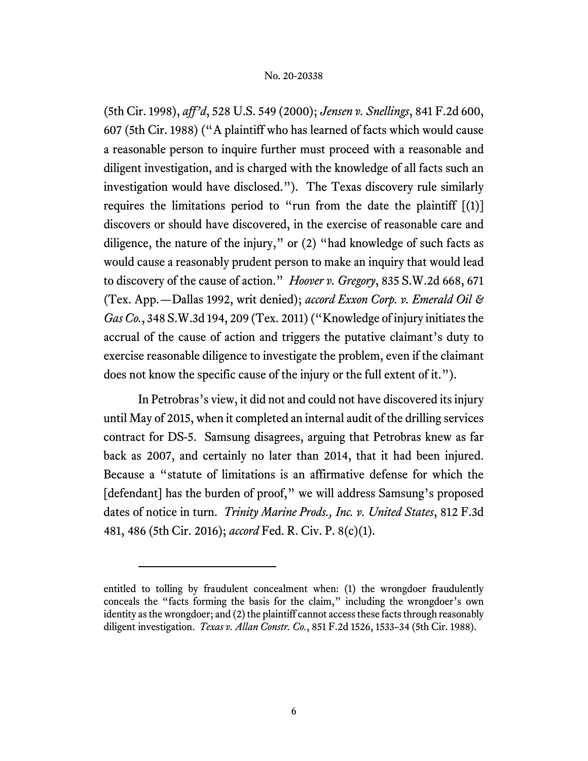(5th Cir. 1998), *aff'd*, 528 U.S. 549 (2000); *Jensen v. Snellings*, 841 F.2d 600, 607 (5th Cir. 1988) ("A plaintiff who has learned of facts which would cause a reasonable person to inquire further must proceed with a reasonable and diligent investigation, and is charged with the knowledge of all facts such an investigation would have disclosed."). The Texas discovery rule similarly requires the limitations period to "run from the date the plaintiff [(1)] discovers or should have discovered, in the exercise of reasonable care and diligence, the nature of the injury," or (2) "had knowledge of such facts as would cause a reasonably prudent person to make an inquiry that would lead to discovery of the cause of action." *Hoover v. Gregory*, 835 S.W.2d 668, 671 (Tex. App.—Dallas 1992, writ denied); *accord Exxon Corp. v. Emerald Oil & Gas Co.*, 348 S.W.3d 194, 209 (Tex. 2011) ("Knowledge of injury initiates the accrual of the cause of action and triggers the putative claimant's duty to exercise reasonable diligence to investigate the problem, even if the claimant does not know the specific cause of the injury or the full extent of it.").

In Petrobras's view, it did not and could not have discovered its injury until May of 2015, when it completed an internal audit of the drilling services contract for DS-5. Samsung disagrees, arguing that Petrobras knew as far back as 2007, and certainly no later than 2014, that it had been injured. Because a "statute of limitations is an affirmative defense for which the [defendant] has the burden of proof," we will address Samsung's proposed dates of notice in turn. *Trinity Marine Prods., Inc. v. United States*, 812 F.3d 481, 486 (5th Cir. 2016); *accord* Fed. R. Civ. P. 8(c)(1).

---

entitled to tolling by fraudulent concealment when: (1) the wrongdoer fraudulently conceals the "facts forming the basis for the claim," including the wrongdoer's own identity as the wrongdoer; and (2) the plaintiff cannot access these facts through reasonably diligent investigation. *Texas v. Allan Constr. Co.*, 851 F.2d 1526, 1533–34 (5th Cir. 1988).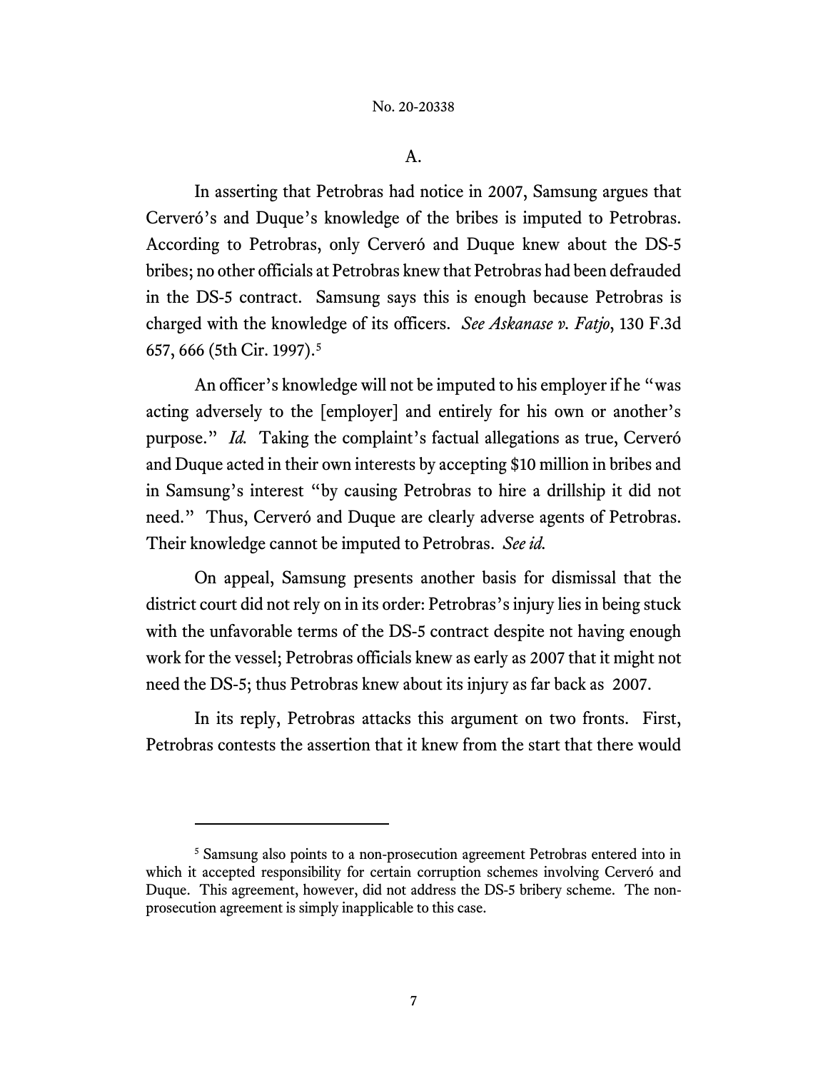## A.

In asserting that Petrobras had notice in 2007, Samsung argues that Cerveró's and Duque's knowledge of the bribes is imputed to Petrobras. According to Petrobras, only Cerveró and Duque knew about the DS-5 bribes; no other officials at Petrobras knew that Petrobras had been defrauded in the DS-5 contract. Samsung says this is enough because Petrobras is charged with the knowledge of its officers. *See Askanase v. Fatjo*, 130 F.3d 657, 666 (5th Cir. 1997).[5]

An officer's knowledge will not be imputed to his employer if he "was acting adversely to the [employer] and entirely for his own or another's purpose." *Id.* Taking the complaint's factual allegations as true, Cerveró and Duque acted in their own interests by accepting $10 million in bribes and in Samsung's interest "by causing Petrobras to hire a drillship it did not need." Thus, Cerveró and Duque are clearly adverse agents of Petrobras. Their knowledge cannot be imputed to Petrobras. *See id.*

On appeal, Samsung presents another basis for dismissal that the district court did not rely on in its order: Petrobras's injury lies in being stuck with the unfavorable terms of the DS-5 contract despite not having enough work for the vessel; Petrobras officials knew as early as 2007 that it might not need the DS-5; thus Petrobras knew about its injury as far back as 2007.

In its reply, Petrobras attacks this argument on two fronts. First, Petrobras contests the assertion that it knew from the start that there would

---

[5] Samsung also points to a non-prosecution agreement Petrobras entered into in which it accepted responsibility for certain corruption schemes involving Cerveró and Duque. This agreement, however, did not address the DS-5 bribery scheme. The non-prosecution agreement is simply inapplicable to this case.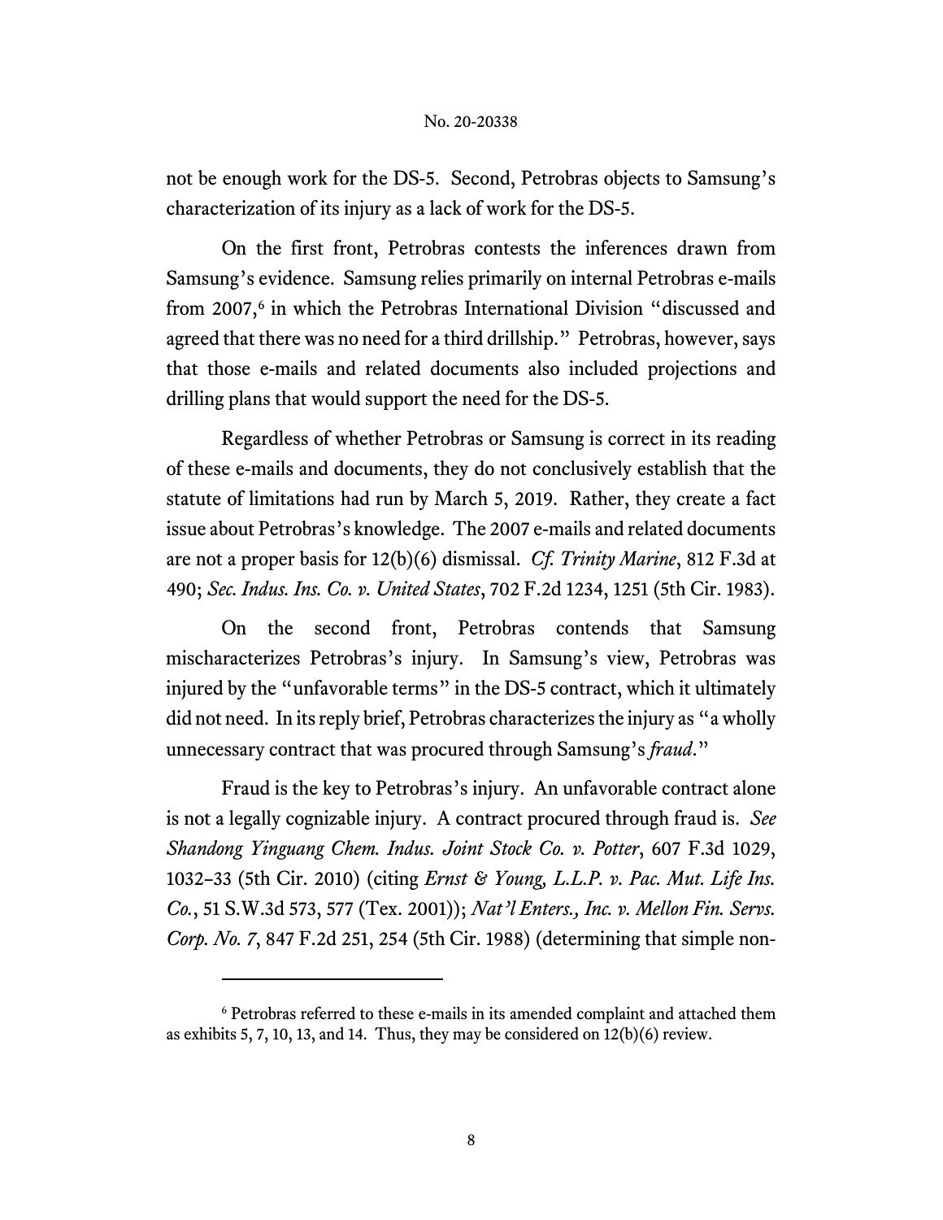not be enough work for the DS-5. Second, Petrobras objects to Samsung's characterization of its injury as a lack of work for the DS-5.

On the first front, Petrobras contests the inferences drawn from Samsung's evidence. Samsung relies primarily on internal Petrobras e-mails from 2007,[6] in which the Petrobras International Division "discussed and agreed that there was no need for a third drillship." Petrobras, however, says that those e-mails and related documents also included projections and drilling plans that would support the need for the DS-5.

Regardless of whether Petrobras or Samsung is correct in its reading of these e-mails and documents, they do not conclusively establish that the statute of limitations had run by March 5, 2019. Rather, they create a fact issue about Petrobras's knowledge. The 2007 e-mails and related documents are not a proper basis for 12(b)(6) dismissal. *Cf. Trinity Marine*, 812 F.3d at 490; *Sec. Indus. Ins. Co. v. United States*, 702 F.2d 1234, 1251 (5th Cir. 1983).

On the second front, Petrobras contends that Samsung mischaracterizes Petrobras's injury. In Samsung's view, Petrobras was injured by the "unfavorable terms" in the DS-5 contract, which it ultimately did not need. In its reply brief, Petrobras characterizes the injury as "a wholly unnecessary contract that was procured through Samsung's *fraud*."

Fraud is the key to Petrobras's injury. An unfavorable contract alone is not a legally cognizable injury. A contract procured through fraud is. *See Shandong Yinguang Chem. Indus. Joint Stock Co. v. Potter*, 607 F.3d 1029, 1032–33 (5th Cir. 2010) (citing *Ernst & Young, L.L.P. v. Pac. Mut. Life Ins. Co.*, 51 S.W.3d 573, 577 (Tex. 2001)); *Nat'l Enters., Inc. v. Mellon Fin. Servs. Corp. No. 7*, 847 F.2d 251, 254 (5th Cir. 1988) (determining that simple non-

---

[6] Petrobras referred to these e-mails in its amended complaint and attached them as exhibits 5, 7, 10, 13, and 14. Thus, they may be considered on 12(b)(6) review.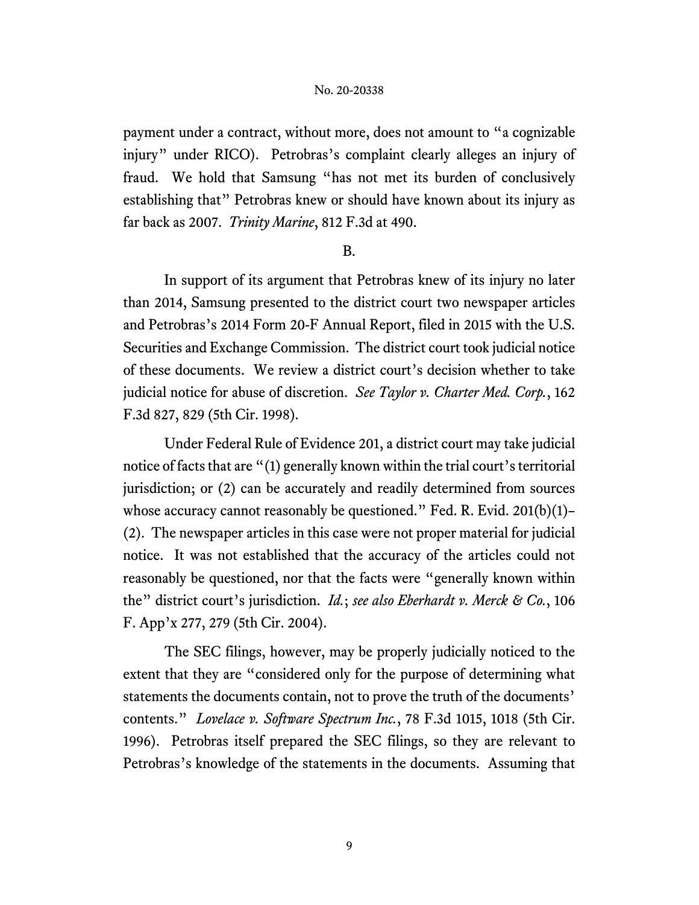payment under a contract, without more, does not amount to "a cognizable injury" under RICO). Petrobras's complaint clearly alleges an injury of fraud. We hold that Samsung "has not met its burden of conclusively establishing that" Petrobras knew or should have known about its injury as far back as 2007. *Trinity Marine*, 812 F.3d at 490.

B.

In support of its argument that Petrobras knew of its injury no later than 2014, Samsung presented to the district court two newspaper articles and Petrobras's 2014 Form 20-F Annual Report, filed in 2015 with the U.S. Securities and Exchange Commission. The district court took judicial notice of these documents. We review a district court's decision whether to take judicial notice for abuse of discretion. *See Taylor v. Charter Med. Corp.*, 162 F.3d 827, 829 (5th Cir. 1998).

Under Federal Rule of Evidence 201, a district court may take judicial notice of facts that are "(1) generally known within the trial court's territorial jurisdiction; or (2) can be accurately and readily determined from sources whose accuracy cannot reasonably be questioned." Fed. R. Evid. 201(b)(1)–(2). The newspaper articles in this case were not proper material for judicial notice. It was not established that the accuracy of the articles could not reasonably be questioned, nor that the facts were "generally known within the" district court's jurisdiction. *Id.*; *see also Eberhardt v. Merck & Co.*, 106 F. App'x 277, 279 (5th Cir. 2004).

The SEC filings, however, may be properly judicially noticed to the extent that they are "considered only for the purpose of determining what statements the documents contain, not to prove the truth of the documents' contents." *Lovelace v. Software Spectrum Inc.*, 78 F.3d 1015, 1018 (5th Cir. 1996). Petrobras itself prepared the SEC filings, so they are relevant to Petrobras's knowledge of the statements in the documents. Assuming that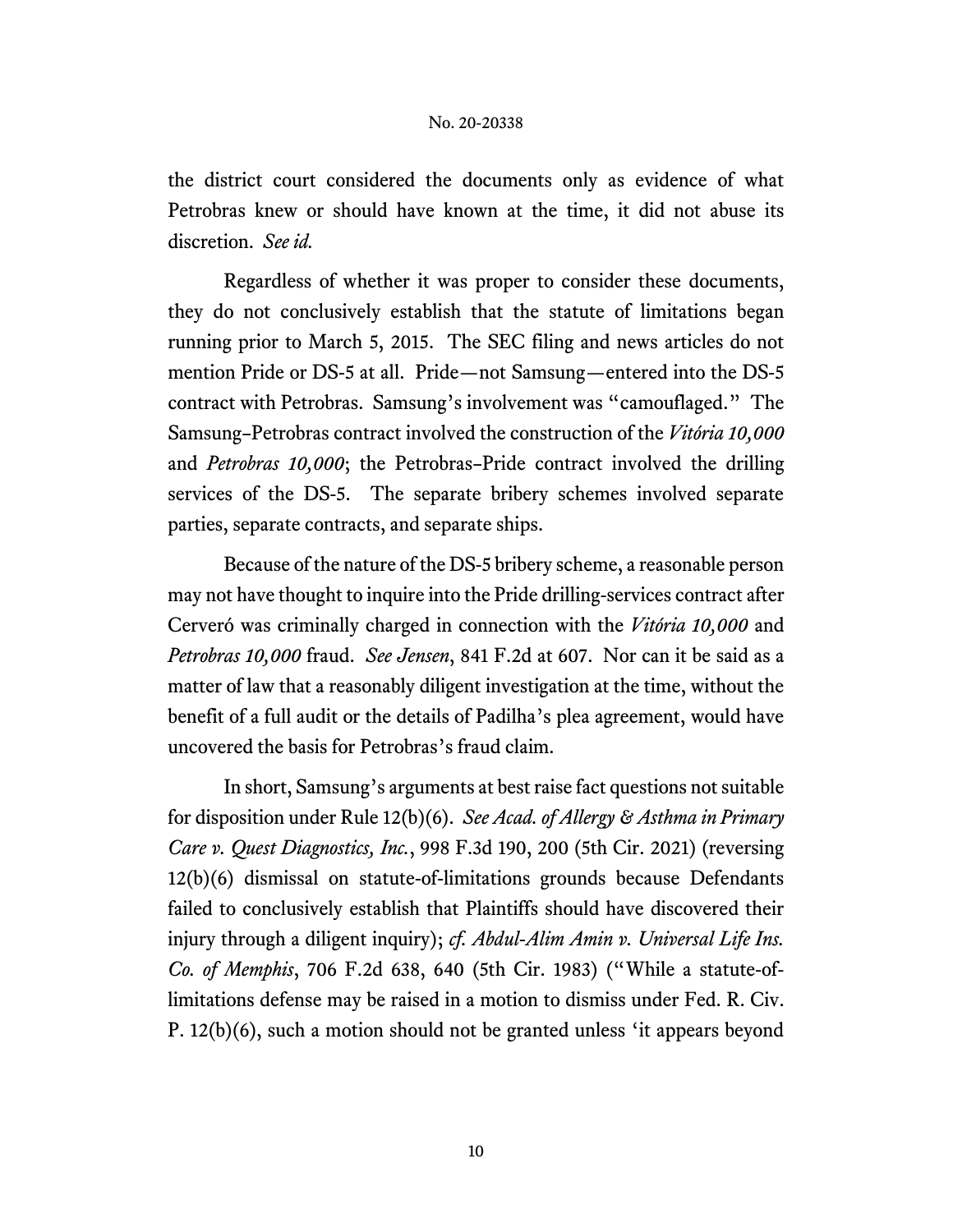the district court considered the documents only as evidence of what Petrobras knew or should have known at the time, it did not abuse its discretion. *See id.*

Regardless of whether it was proper to consider these documents, they do not conclusively establish that the statute of limitations began running prior to March 5, 2015. The SEC filing and news articles do not mention Pride or DS-5 at all. Pride—not Samsung—entered into the DS-5 contract with Petrobras. Samsung's involvement was "camouflaged." The Samsung–Petrobras contract involved the construction of the *Vitória 10,000* and *Petrobras 10,000*; the Petrobras–Pride contract involved the drilling services of the DS-5. The separate bribery schemes involved separate parties, separate contracts, and separate ships.

Because of the nature of the DS-5 bribery scheme, a reasonable person may not have thought to inquire into the Pride drilling-services contract after Cerveró was criminally charged in connection with the *Vitória 10,000* and *Petrobras 10,000* fraud. *See Jensen*, 841 F.2d at 607. Nor can it be said as a matter of law that a reasonably diligent investigation at the time, without the benefit of a full audit or the details of Padilha's plea agreement, would have uncovered the basis for Petrobras's fraud claim.

In short, Samsung's arguments at best raise fact questions not suitable for disposition under Rule 12(b)(6). *See Acad. of Allergy & Asthma in Primary Care v. Quest Diagnostics, Inc.*, 998 F.3d 190, 200 (5th Cir. 2021) (reversing 12(b)(6) dismissal on statute-of-limitations grounds because Defendants failed to conclusively establish that Plaintiffs should have discovered their injury through a diligent inquiry); *cf. Abdul-Alim Amin v. Universal Life Ins. Co. of Memphis*, 706 F.2d 638, 640 (5th Cir. 1983) ("While a statute-of-limitations defense may be raised in a motion to dismiss under Fed. R. Civ. P. 12(b)(6), such a motion should not be granted unless 'it appears beyond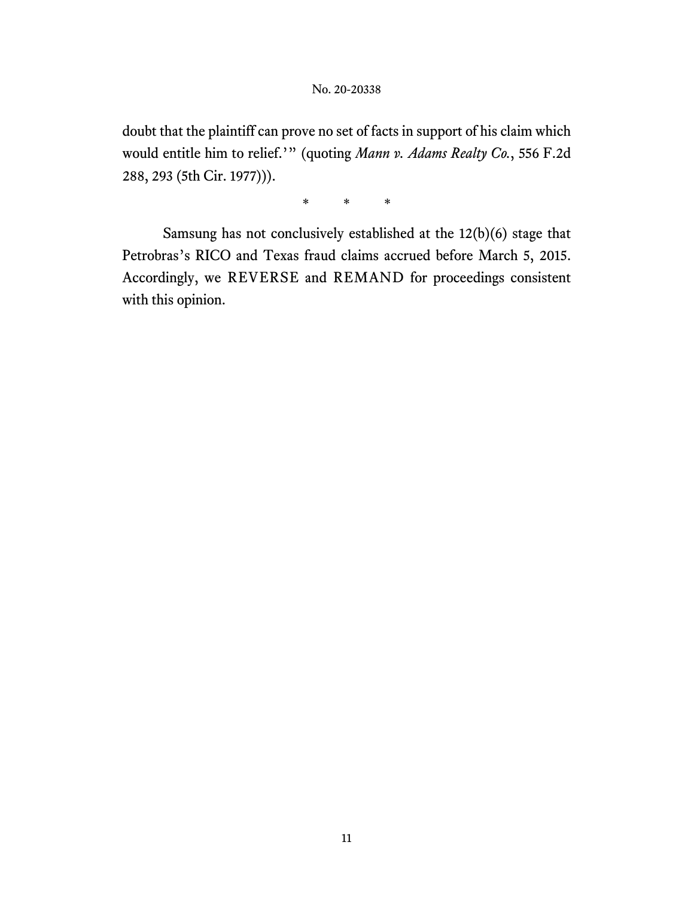doubt that the plaintiff can prove no set of facts in support of his claim which would entitle him to relief.'" (quoting *Mann v. Adams Realty Co.*, 556 F.2d 288, 293 (5th Cir. 1977))).

\* \* \*

Samsung has not conclusively established at the 12(b)(6) stage that Petrobras's RICO and Texas fraud claims accrued before March 5, 2015. Accordingly, we REVERSE and REMAND for proceedings consistent with this opinion.